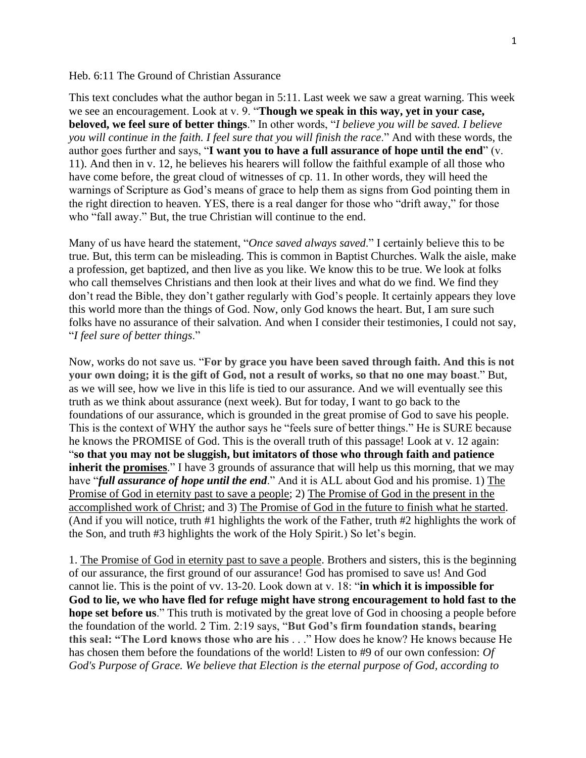Heb. 6:11 The Ground of Christian Assurance

This text concludes what the author began in 5:11. Last week we saw a great warning. This week we see an encouragement. Look at v. 9. "**Though we speak in this way, yet in your case, beloved, we feel sure of better things**." In other words, "*I believe you will be saved. I believe you will continue in the faith. I feel sure that you will finish the race*." And with these words, the author goes further and says, "**I want you to have a full assurance of hope until the end**" (v. 11). And then in v. 12, he believes his hearers will follow the faithful example of all those who have come before, the great cloud of witnesses of cp. 11. In other words, they will heed the warnings of Scripture as God's means of grace to help them as signs from God pointing them in the right direction to heaven. YES, there is a real danger for those who "drift away," for those who "fall away." But, the true Christian will continue to the end.

Many of us have heard the statement, "*Once saved always saved*." I certainly believe this to be true. But, this term can be misleading. This is common in Baptist Churches. Walk the aisle, make a profession, get baptized, and then live as you like. We know this to be true. We look at folks who call themselves Christians and then look at their lives and what do we find. We find they don't read the Bible, they don't gather regularly with God's people. It certainly appears they love this world more than the things of God. Now, only God knows the heart. But, I am sure such folks have no assurance of their salvation. And when I consider their testimonies, I could not say, "*I feel sure of better things*."

Now, works do not save us. "**For by grace you have been saved through faith. And this is not your own doing; it is the gift of God, not a result of works, so that no one may boast**." But, as we will see, how we live in this life is tied to our assurance. And we will eventually see this truth as we think about assurance (next week). But for today, I want to go back to the foundations of our assurance, which is grounded in the great promise of God to save his people. This is the context of WHY the author says he "feels sure of better things." He is SURE because he knows the PROMISE of God. This is the overall truth of this passage! Look at v. 12 again: "**so that you may not be sluggish, but imitators of those who through faith and patience inherit the promises**." I have 3 grounds of assurance that will help us this morning, that we may have "***full assurance of hope until the end***." And it is ALL about God and his promise. 1) The Promise of God in eternity past to save a people; 2) The Promise of God in the present in the accomplished work of Christ; and 3) The Promise of God in the future to finish what he started. (And if you will notice, truth #1 highlights the work of the Father, truth #2 highlights the work of the Son, and truth #3 highlights the work of the Holy Spirit.) So let's begin.

1. The Promise of God in eternity past to save a people. Brothers and sisters, this is the beginning of our assurance, the first ground of our assurance! God has promised to save us! And God cannot lie. This is the point of vv. 13-20. Look down at v. 18: "**in which it is impossible for God to lie, we who have fled for refuge might have strong encouragement to hold fast to the hope set before us**." This truth is motivated by the great love of God in choosing a people before the foundation of the world. 2 Tim. 2:19 says, "**But God's firm foundation stands, bearing this seal: "The Lord knows those who are his** . . ." How does he know? He knows because He has chosen them before the foundations of the world! Listen to #9 of our own confession: *Of God's Purpose of Grace. We believe that Election is the eternal purpose of God, according to*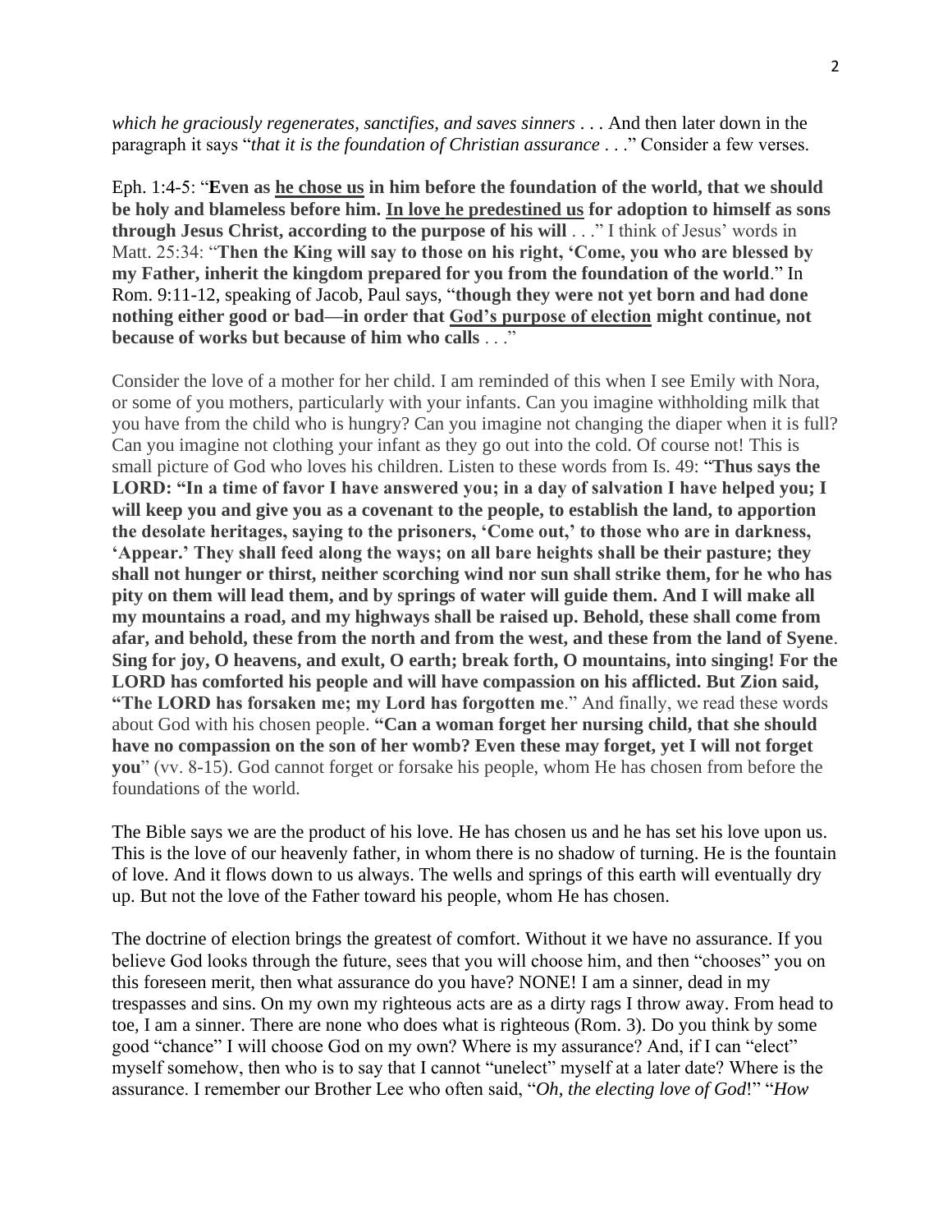*which he graciously regenerates, sanctifies, and saves sinners* . . . And then later down in the paragraph it says "*that it is the foundation of Christian assurance* . . ." Consider a few verses.

Eph. 1:4-5: "**Even as <u>he chose us</u> in him before the foundation of the world, that we should be holy and blameless before him. <u>In love he predestined us</u> for adoption to himself as sons through Jesus Christ, according to the purpose of his will** . . ." I think of Jesus' words in Matt. 25:34: "**Then the King will say to those on his right, 'Come, you who are blessed by my Father, inherit the kingdom prepared for you from the foundation of the world**." In Rom. 9:11-12, speaking of Jacob, Paul says, "**though they were not yet born and had done nothing either good or bad—in order that <u>God's purpose of election</u> might continue, not because of works but because of him who calls** . . ."

Consider the love of a mother for her child. I am reminded of this when I see Emily with Nora, or some of you mothers, particularly with your infants. Can you imagine withholding milk that you have from the child who is hungry? Can you imagine not changing the diaper when it is full? Can you imagine not clothing your infant as they go out into the cold. Of course not! This is small picture of God who loves his children. Listen to these words from Is. 49: "**Thus says the LORD: "In a time of favor I have answered you; in a day of salvation I have helped you; I will keep you and give you as a covenant to the people, to establish the land, to apportion the desolate heritages, saying to the prisoners, 'Come out,' to those who are in darkness, 'Appear.' They shall feed along the ways; on all bare heights shall be their pasture; they shall not hunger or thirst, neither scorching wind nor sun shall strike them, for he who has pity on them will lead them, and by springs of water will guide them. And I will make all my mountains a road, and my highways shall be raised up. Behold, these shall come from afar, and behold, these from the north and from the west, and these from the land of Syene**. **Sing for joy, O heavens, and exult, O earth; break forth, O mountains, into singing! For the LORD has comforted his people and will have compassion on his afflicted. But Zion said, "The LORD has forsaken me; my Lord has forgotten me**." And finally, we read these words about God with his chosen people. "**Can a woman forget her nursing child, that she should have no compassion on the son of her womb? Even these may forget, yet I will not forget you**" (vv. 8-15). God cannot forget or forsake his people, whom He has chosen from before the foundations of the world.

The Bible says we are the product of his love. He has chosen us and he has set his love upon us. This is the love of our heavenly father, in whom there is no shadow of turning. He is the fountain of love. And it flows down to us always. The wells and springs of this earth will eventually dry up. But not the love of the Father toward his people, whom He has chosen.

The doctrine of election brings the greatest of comfort. Without it we have no assurance. If you believe God looks through the future, sees that you will choose him, and then "chooses" you on this foreseen merit, then what assurance do you have? NONE! I am a sinner, dead in my trespasses and sins. On my own my righteous acts are as a dirty rags I throw away. From head to toe, I am a sinner. There are none who does what is righteous (Rom. 3). Do you think by some good "chance" I will choose God on my own? Where is my assurance? And, if I can "elect" myself somehow, then who is to say that I cannot "unelect" myself at a later date? Where is the assurance. I remember our Brother Lee who often said, "*Oh, the electing love of God*!" "*How*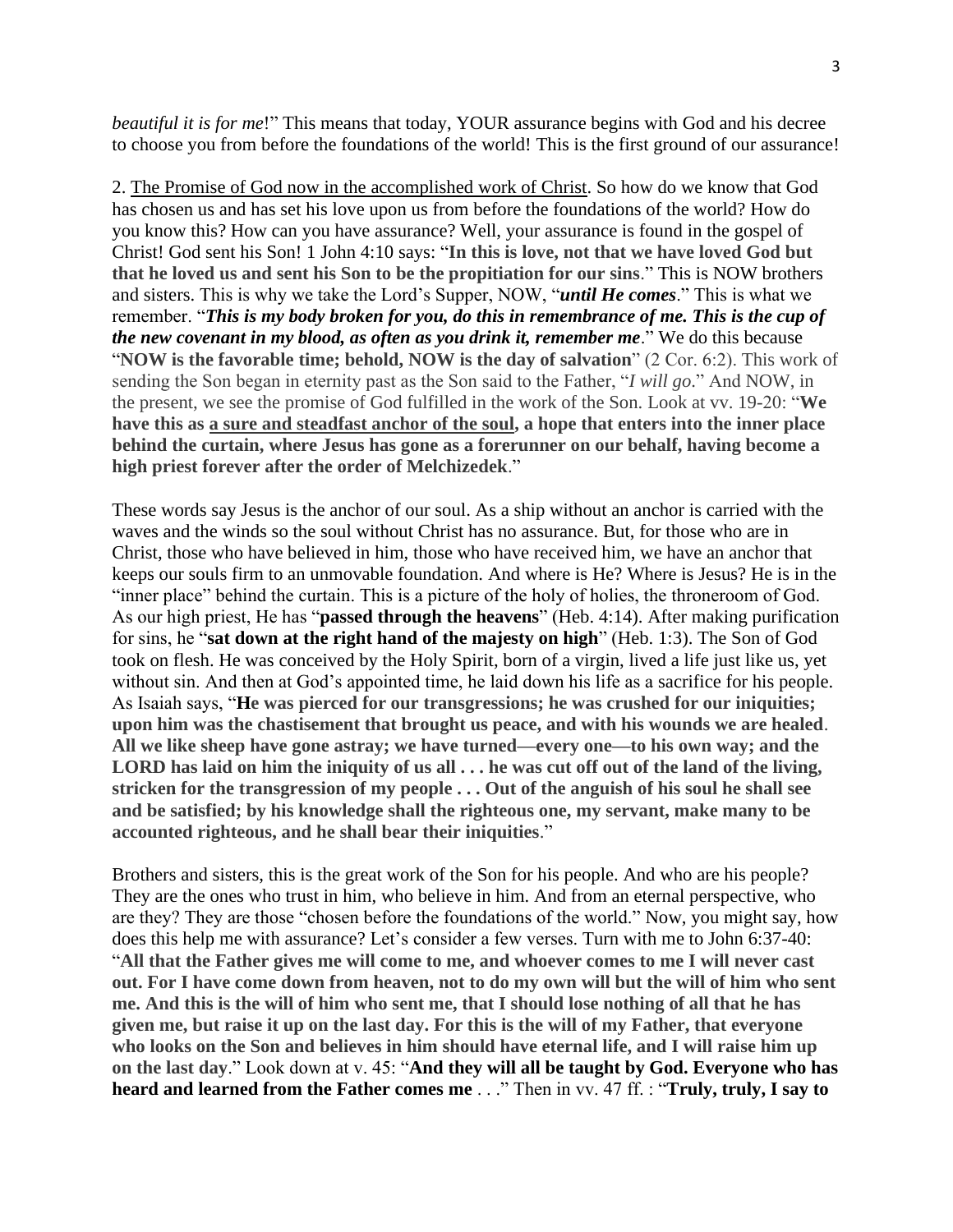*beautiful it is for me*!" This means that today, YOUR assurance begins with God and his decree to choose you from before the foundations of the world! This is the first ground of our assurance!

2. <u>The Promise of God now in the accomplished work of Christ</u>. So how do we know that God has chosen us and has set his love upon us from before the foundations of the world? How do you know this? How can you have assurance? Well, your assurance is found in the gospel of Christ! God sent his Son! 1 John 4:10 says: "**In this is love, not that we have loved God but that he loved us and sent his Son to be the propitiation for our sins**." This is NOW brothers and sisters. This is why we take the Lord's Supper, NOW, "***until He comes***." This is what we remember. "***This is my body broken for you, do this in remembrance of me. This is the cup of the new covenant in my blood, as often as you drink it, remember me***." We do this because "**NOW is the favorable time; behold, NOW is the day of salvation**" (2 Cor. 6:2). This work of sending the Son began in eternity past as the Son said to the Father, "*I will go*." And NOW, in the present, we see the promise of God fulfilled in the work of the Son. Look at vv. 19-20: "**We have this as <u>a sure and steadfast anchor of the soul</u>, a hope that enters into the inner place behind the curtain, where Jesus has gone as a forerunner on our behalf, having become a high priest forever after the order of Melchizedek**."

These words say Jesus is the anchor of our soul. As a ship without an anchor is carried with the waves and the winds so the soul without Christ has no assurance. But, for those who are in Christ, those who have believed in him, those who have received him, we have an anchor that keeps our souls firm to an unmovable foundation. And where is He? Where is Jesus? He is in the "inner place" behind the curtain. This is a picture of the holy of holies, the throneroom of God. As our high priest, He has "**passed through the heavens**" (Heb. 4:14). After making purification for sins, he "**sat down at the right hand of the majesty on high**" (Heb. 1:3). The Son of God took on flesh. He was conceived by the Holy Spirit, born of a virgin, lived a life just like us, yet without sin. And then at God's appointed time, he laid down his life as a sacrifice for his people. As Isaiah says, "**He was pierced for our transgressions; he was crushed for our iniquities; upon him was the chastisement that brought us peace, and with his wounds we are healed. All we like sheep have gone astray; we have turned—every one—to his own way; and the LORD has laid on him the iniquity of us all . . . he was cut off out of the land of the living, stricken for the transgression of my people . . . Out of the anguish of his soul he shall see and be satisfied; by his knowledge shall the righteous one, my servant, make many to be accounted righteous, and he shall bear their iniquities**."

Brothers and sisters, this is the great work of the Son for his people. And who are his people? They are the ones who trust in him, who believe in him. And from an eternal perspective, who are they? They are those "chosen before the foundations of the world." Now, you might say, how does this help me with assurance? Let's consider a few verses. Turn with me to John 6:37-40: "**All that the Father gives me will come to me, and whoever comes to me I will never cast out. For I have come down from heaven, not to do my own will but the will of him who sent me. And this is the will of him who sent me, that I should lose nothing of all that he has given me, but raise it up on the last day. For this is the will of my Father, that everyone who looks on the Son and believes in him should have eternal life, and I will raise him up on the last day**." Look down at v. 45: "**And they will all be taught by God. Everyone who has heard and learned from the Father comes me** . . ." Then in vv. 47 ff. : "**Truly, truly, I say to**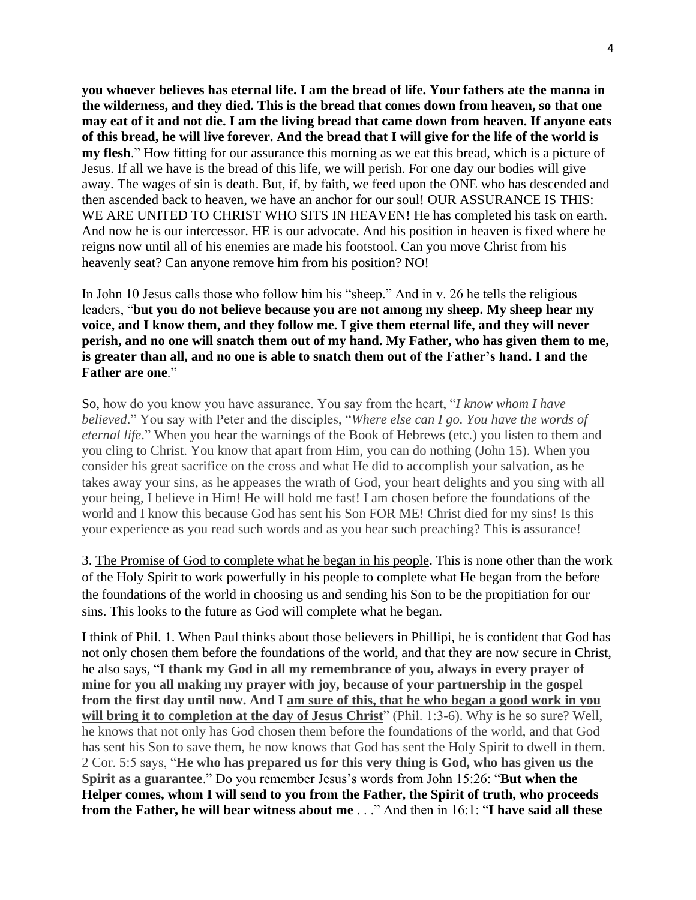**you whoever believes has eternal life. I am the bread of life. Your fathers ate the manna in the wilderness, and they died. This is the bread that comes down from heaven, so that one may eat of it and not die. I am the living bread that came down from heaven. If anyone eats of this bread, he will live forever. And the bread that I will give for the life of the world is my flesh**." How fitting for our assurance this morning as we eat this bread, which is a picture of Jesus. If all we have is the bread of this life, we will perish. For one day our bodies will give away. The wages of sin is death. But, if, by faith, we feed upon the ONE who has descended and then ascended back to heaven, we have an anchor for our soul! OUR ASSURANCE IS THIS: WE ARE UNITED TO CHRIST WHO SITS IN HEAVEN! He has completed his task on earth. And now he is our intercessor. HE is our advocate. And his position in heaven is fixed where he reigns now until all of his enemies are made his footstool. Can you move Christ from his heavenly seat? Can anyone remove him from his position? NO!

In John 10 Jesus calls those who follow him his "sheep." And in v. 26 he tells the religious leaders, "**but you do not believe because you are not among my sheep. My sheep hear my voice, and I know them, and they follow me. I give them eternal life, and they will never perish, and no one will snatch them out of my hand. My Father, who has given them to me, is greater than all, and no one is able to snatch them out of the Father's hand. I and the Father are one**."

So, how do you know you have assurance. You say from the heart, "*I know whom I have believed*." You say with Peter and the disciples, "*Where else can I go. You have the words of eternal life*." When you hear the warnings of the Book of Hebrews (etc.) you listen to them and you cling to Christ. You know that apart from Him, you can do nothing (John 15). When you consider his great sacrifice on the cross and what He did to accomplish your salvation, as he takes away your sins, as he appeases the wrath of God, your heart delights and you sing with all your being, I believe in Him! He will hold me fast! I am chosen before the foundations of the world and I know this because God has sent his Son FOR ME! Christ died for my sins! Is this your experience as you read such words and as you hear such preaching? This is assurance!

3. <u>The Promise of God to complete what he began in his people</u>. This is none other than the work of the Holy Spirit to work powerfully in his people to complete what He began from the before the foundations of the world in choosing us and sending his Son to be the propitiation for our sins. This looks to the future as God will complete what he began.

I think of Phil. 1. When Paul thinks about those believers in Phillipi, he is confident that God has not only chosen them before the foundations of the world, and that they are now secure in Christ, he also says, "**I thank my God in all my remembrance of you, always in every prayer of mine for you all making my prayer with joy, because of your partnership in the gospel from the first day until now. And I <u>am sure of this, that he who began a good work in you will bring it to completion at the day of Jesus Christ</u>**" (Phil. 1:3-6). Why is he so sure? Well, he knows that not only has God chosen them before the foundations of the world, and that God has sent his Son to save them, he now knows that God has sent the Holy Spirit to dwell in them. 2 Cor. 5:5 says, "**He who has prepared us for this very thing is God, who has given us the Spirit as a guarantee**." Do you remember Jesus's words from John 15:26: "**But when the Helper comes, whom I will send to you from the Father, the Spirit of truth, who proceeds from the Father, he will bear witness about me** . . ." And then in 16:1: "**I have said all these**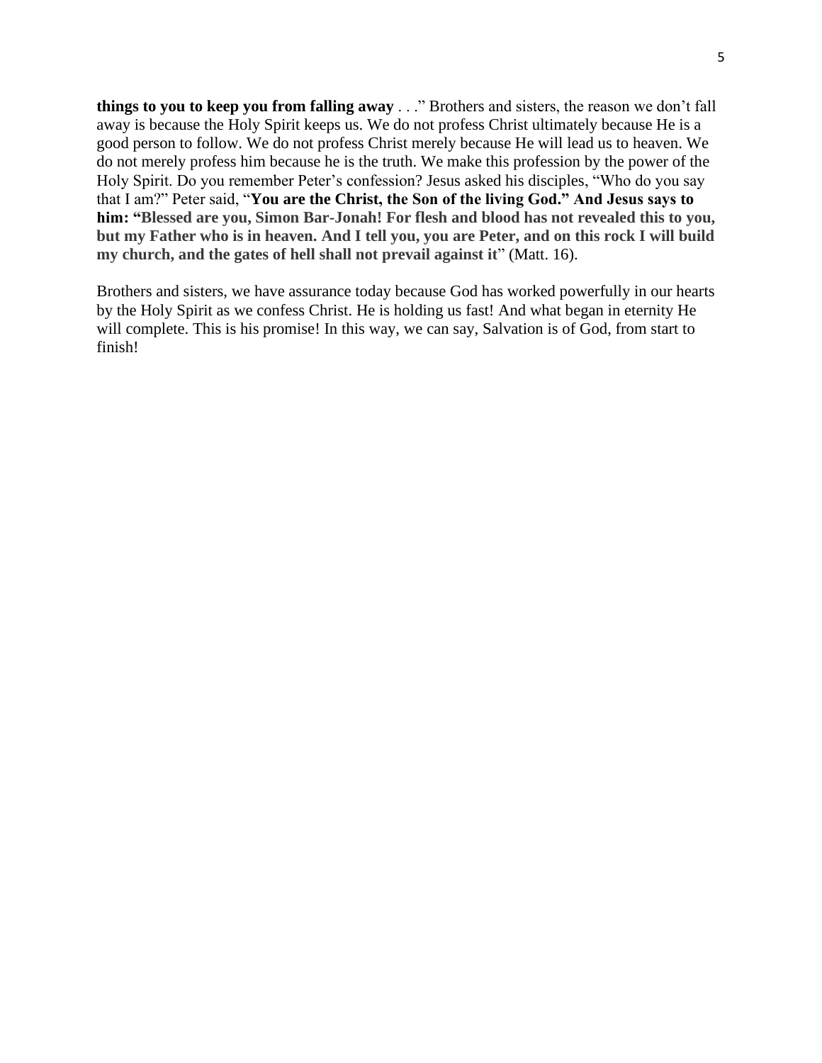**things to you to keep you from falling away** . . ." Brothers and sisters, the reason we don't fall away is because the Holy Spirit keeps us. We do not profess Christ ultimately because He is a good person to follow. We do not profess Christ merely because He will lead us to heaven. We do not merely profess him because he is the truth. We make this profession by the power of the Holy Spirit. Do you remember Peter's confession? Jesus asked his disciples, "Who do you say that I am?" Peter said, "**You are the Christ, the Son of the living God." And Jesus says to him: "Blessed are you, Simon Bar-Jonah! For flesh and blood has not revealed this to you, but my Father who is in heaven. And I tell you, you are Peter, and on this rock I will build my church, and the gates of hell shall not prevail against it**" (Matt. 16).

Brothers and sisters, we have assurance today because God has worked powerfully in our hearts by the Holy Spirit as we confess Christ. He is holding us fast! And what began in eternity He will complete. This is his promise! In this way, we can say, Salvation is of God, from start to finish!